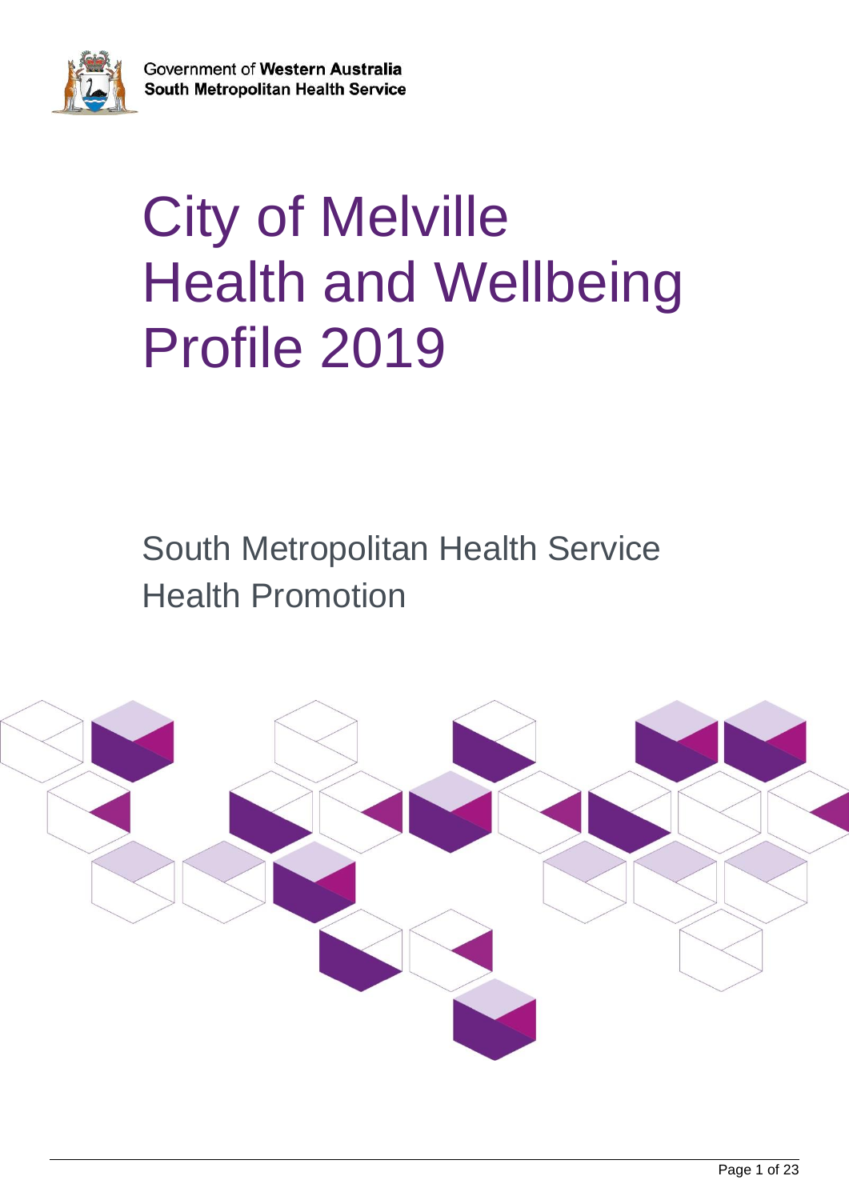Government of **Western Australia**
**South Metropolitan Health Service**

# City of Melville Health and Wellbeing Profile 2019

## South Metropolitan Health Service Health Promotion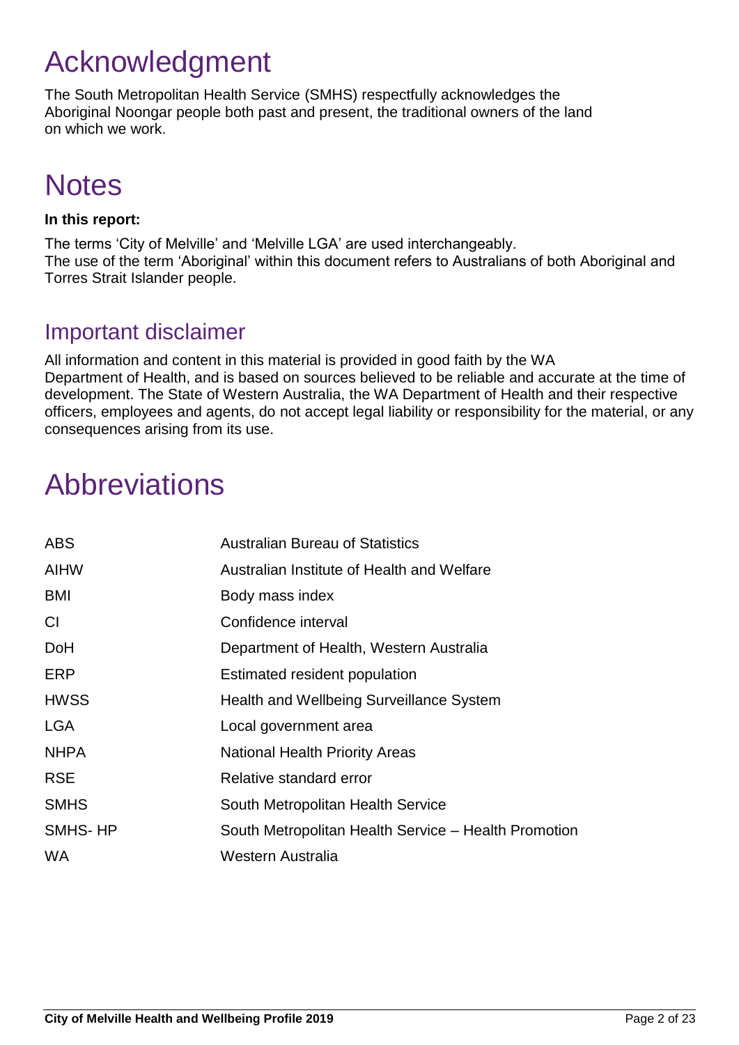# Acknowledgment

The South Metropolitan Health Service (SMHS) respectfully acknowledges the Aboriginal Noongar people both past and present, the traditional owners of the land on which we work.

# Notes

**In this report:**

The terms 'City of Melville' and 'Melville LGA' are used interchangeably.
The use of the term 'Aboriginal' within this document refers to Australians of both Aboriginal and Torres Strait Islander people.

## Important disclaimer

All information and content in this material is provided in good faith by the WA Department of Health, and is based on sources believed to be reliable and accurate at the time of development. The State of Western Australia, the WA Department of Health and their respective officers, employees and agents, do not accept legal liability or responsibility for the material, or any consequences arising from its use.

# Abbreviations

| | |
|---|---|
| ABS | Australian Bureau of Statistics |
| AIHW | Australian Institute of Health and Welfare |
| BMI | Body mass index |
| CI | Confidence interval |
| DoH | Department of Health, Western Australia |
| ERP | Estimated resident population |
| HWSS | Health and Wellbeing Surveillance System |
| LGA | Local government area |
| NHPA | National Health Priority Areas |
| RSE | Relative standard error |
| SMHS | South Metropolitan Health Service |
| SMHS- HP | South Metropolitan Health Service – Health Promotion |
| WA | Western Australia |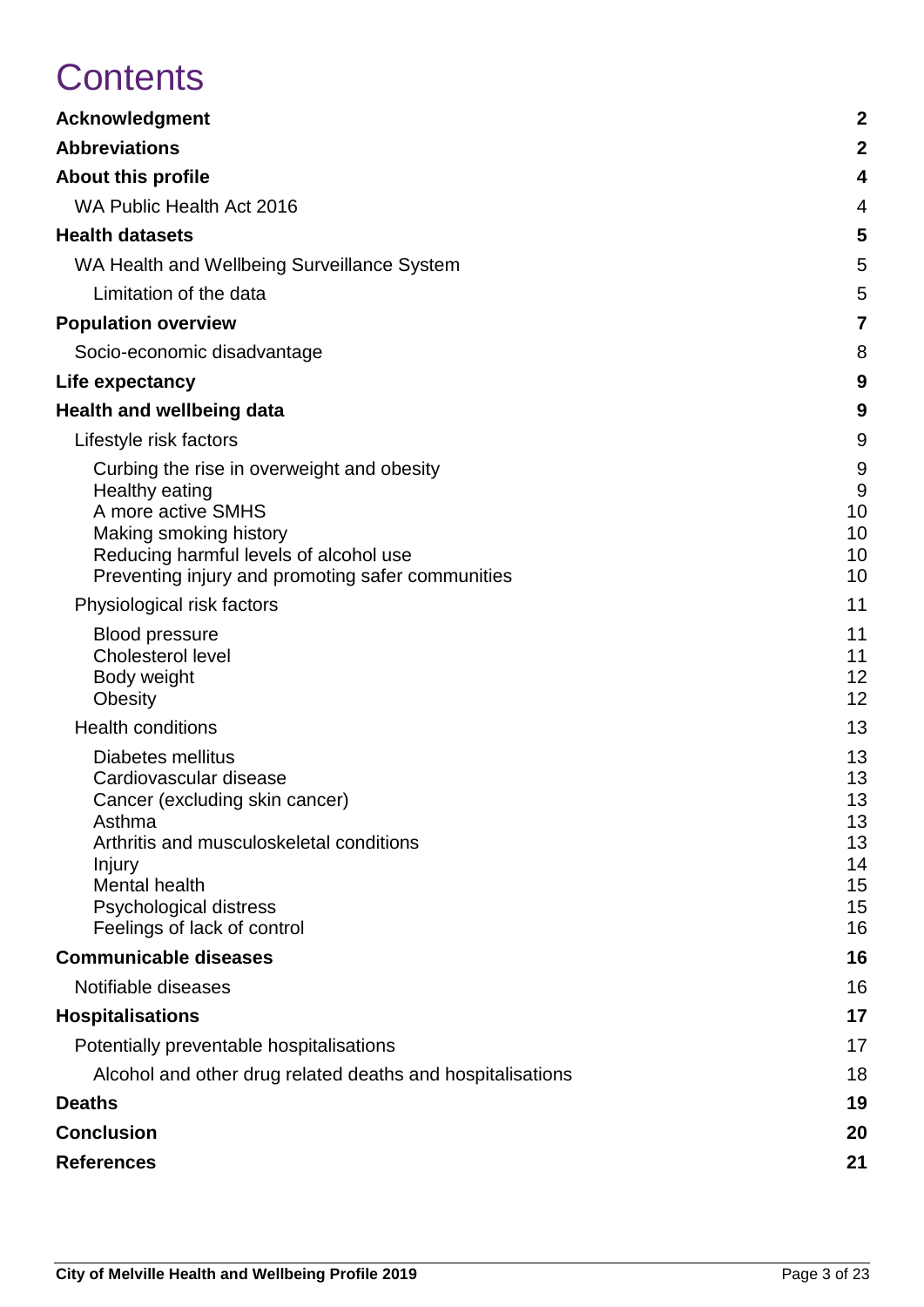# Contents

| | |
|---|---|
| **Acknowledgment** | **2** |
| **Abbreviations** | **2** |
| **About this profile** | **4** |
| WA Public Health Act 2016 | 4 |
| **Health datasets** | **5** |
| WA Health and Wellbeing Surveillance System | 5 |
| Limitation of the data | 5 |
| **Population overview** | **7** |
| Socio-economic disadvantage | 8 |
| **Life expectancy** | **9** |
| **Health and wellbeing data** | **9** |
| Lifestyle risk factors | 9 |
| Curbing the rise in overweight and obesity | 9 |
| Healthy eating | 9 |
| A more active SMHS | 10 |
| Making smoking history | 10 |
| Reducing harmful levels of alcohol use | 10 |
| Preventing injury and promoting safer communities | 10 |
| Physiological risk factors | 11 |
| Blood pressure | 11 |
| Cholesterol level | 11 |
| Body weight | 12 |
| Obesity | 12 |
| Health conditions | 13 |
| Diabetes mellitus | 13 |
| Cardiovascular disease | 13 |
| Cancer (excluding skin cancer) | 13 |
| Asthma | 13 |
| Arthritis and musculoskeletal conditions | 13 |
| Injury | 14 |
| Mental health | 15 |
| Psychological distress | 15 |
| Feelings of lack of control | 16 |
| **Communicable diseases** | **16** |
| Notifiable diseases | 16 |
| **Hospitalisations** | **17** |
| Potentially preventable hospitalisations | 17 |
| Alcohol and other drug related deaths and hospitalisations | 18 |
| **Deaths** | **19** |
| **Conclusion** | **20** |
| **References** | **21** |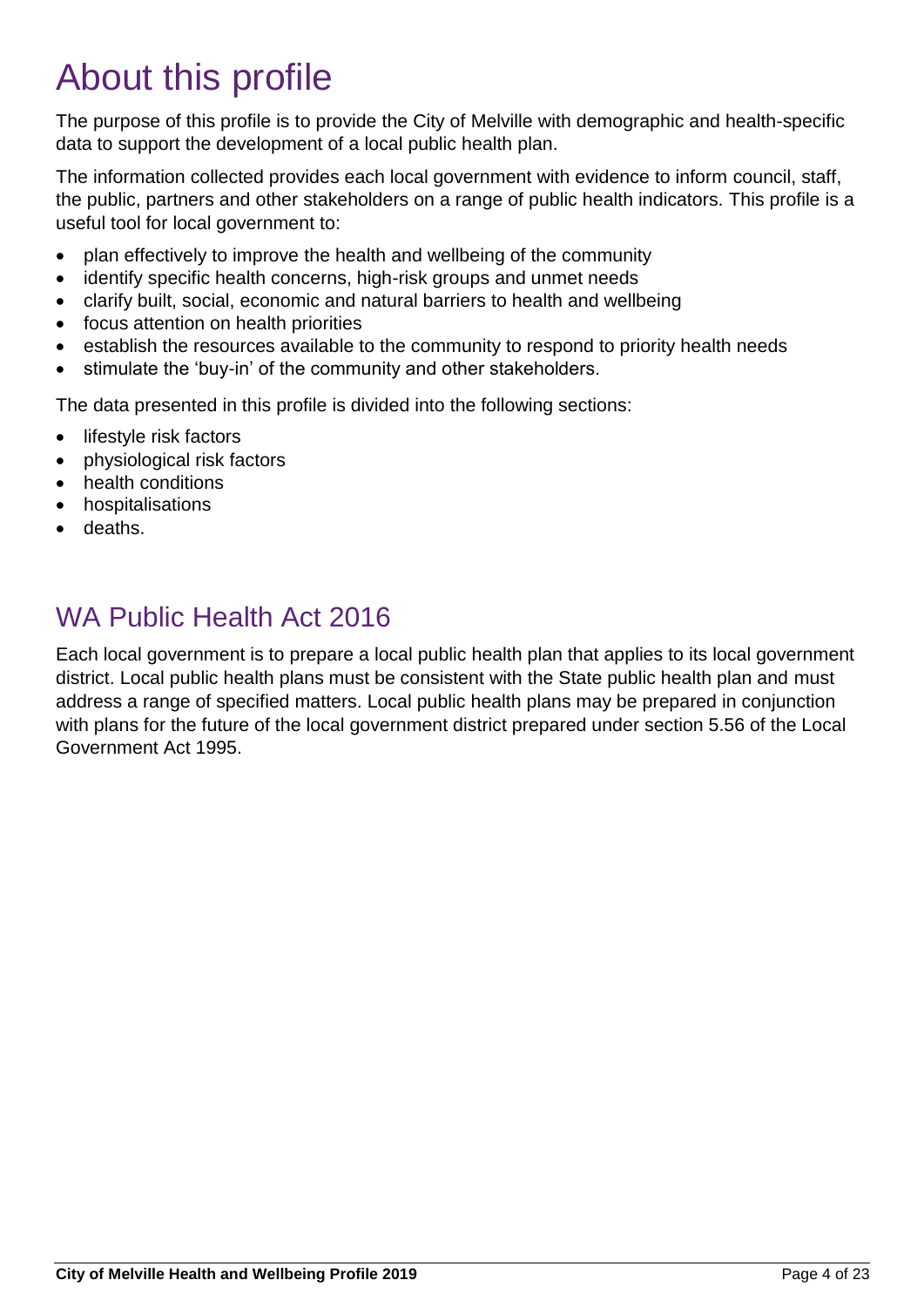# About this profile

The purpose of this profile is to provide the City of Melville with demographic and health-specific data to support the development of a local public health plan.

The information collected provides each local government with evidence to inform council, staff, the public, partners and other stakeholders on a range of public health indicators. This profile is a useful tool for local government to:

- plan effectively to improve the health and wellbeing of the community
- identify specific health concerns, high-risk groups and unmet needs
- clarify built, social, economic and natural barriers to health and wellbeing
- focus attention on health priorities
- establish the resources available to the community to respond to priority health needs
- stimulate the 'buy-in' of the community and other stakeholders.

The data presented in this profile is divided into the following sections:

- lifestyle risk factors
- physiological risk factors
- health conditions
- hospitalisations
- deaths.

## WA Public Health Act 2016

Each local government is to prepare a local public health plan that applies to its local government district. Local public health plans must be consistent with the State public health plan and must address a range of specified matters. Local public health plans may be prepared in conjunction with plans for the future of the local government district prepared under section 5.56 of the Local Government Act 1995.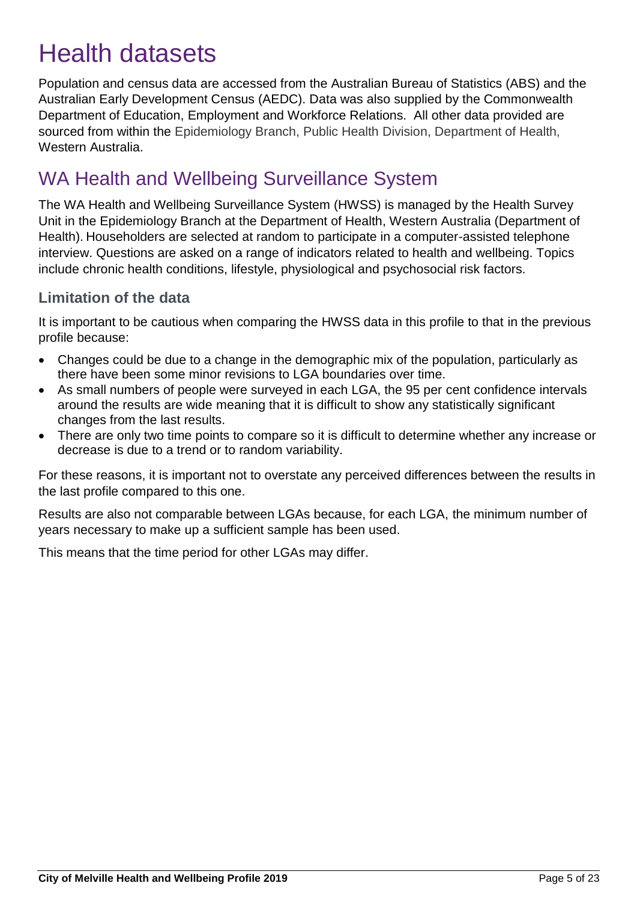# Health datasets

Population and census data are accessed from the Australian Bureau of Statistics (ABS) and the Australian Early Development Census (AEDC). Data was also supplied by the Commonwealth Department of Education, Employment and Workforce Relations. All other data provided are sourced from within the Epidemiology Branch, Public Health Division, Department of Health, Western Australia.

## WA Health and Wellbeing Surveillance System

The WA Health and Wellbeing Surveillance System (HWSS) is managed by the Health Survey Unit in the Epidemiology Branch at the Department of Health, Western Australia (Department of Health). Householders are selected at random to participate in a computer-assisted telephone interview. Questions are asked on a range of indicators related to health and wellbeing. Topics include chronic health conditions, lifestyle, physiological and psychosocial risk factors.

### Limitation of the data

It is important to be cautious when comparing the HWSS data in this profile to that in the previous profile because:

- Changes could be due to a change in the demographic mix of the population, particularly as there have been some minor revisions to LGA boundaries over time.
- As small numbers of people were surveyed in each LGA, the 95 per cent confidence intervals around the results are wide meaning that it is difficult to show any statistically significant changes from the last results.
- There are only two time points to compare so it is difficult to determine whether any increase or decrease is due to a trend or to random variability.

For these reasons, it is important not to overstate any perceived differences between the results in the last profile compared to this one.

Results are also not comparable between LGAs because, for each LGA, the minimum number of years necessary to make up a sufficient sample has been used.

This means that the time period for other LGAs may differ.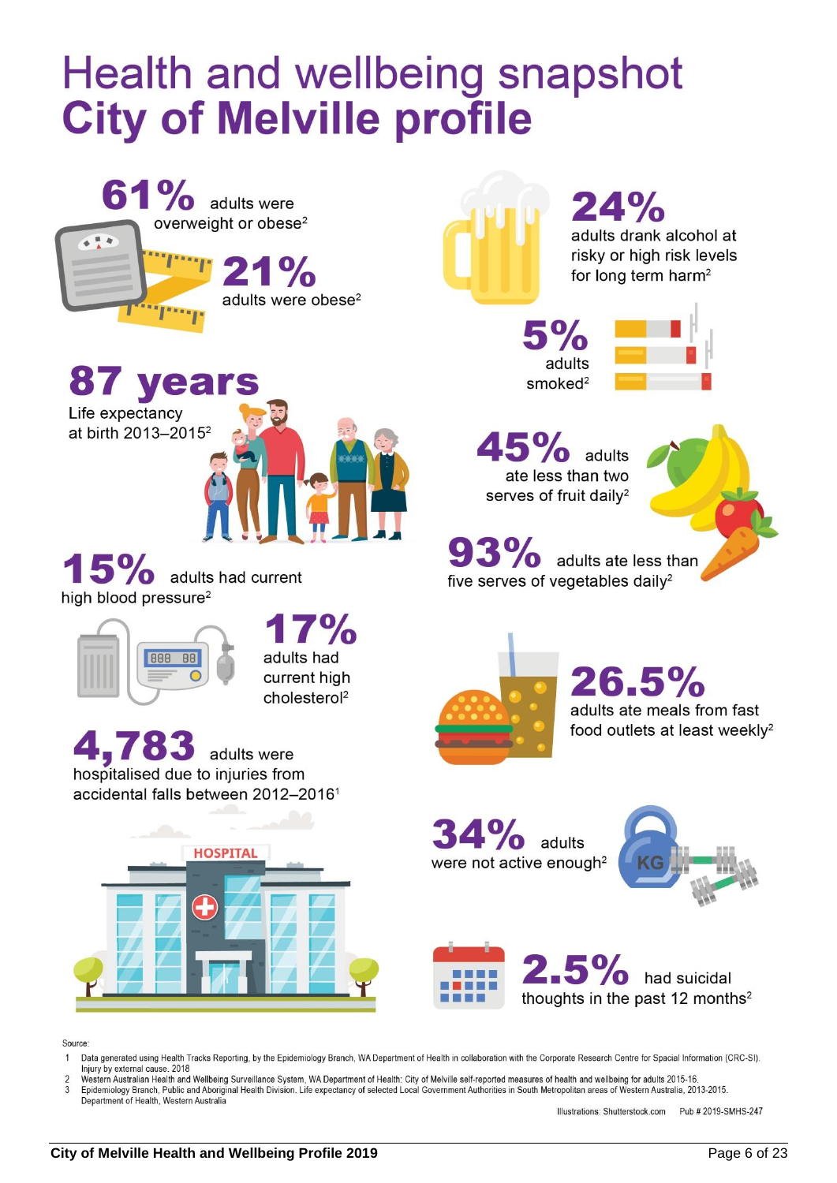# Health and wellbeing snapshot
# City of Melville profile

**61%** adults were overweight or obese[2]

**21%** adults were obese[2]

**87 years** Life expectancy at birth 2013–2015[2]

**15%** adults had current high blood pressure[2]

**17%** adults had current high cholesterol[2]

**4,783** adults were hospitalised due to injuries from accidental falls between 2012–2016[1]

**24%** adults drank alcohol at risky or high risk levels for long term harm[2]

**5%** adults smoked[2]

**45%** adults ate less than two serves of fruit daily[2]

**93%** adults ate less than five serves of vegetables daily[2]

**26.5%** adults ate meals from fast food outlets at least weekly[2]

**34%** adults were not active enough[2]

**2.5%** had suicidal thoughts in the past 12 months[2]

Source:

1. Data generated using Health Tracks Reporting, by the Epidemiology Branch, WA Department of Health in collaboration with the Corporate Research Centre for Spacial Information (CRC-SI). Injury by external cause. 2018
2. Western Australian Health and Wellbeing Surveillance System, WA Department of Health: City of Melville self-reported measures of health and wellbeing for adults 2015-16.
3. Epidemiology Branch, Public and Aboriginal Health Division. Life expectancy of selected Local Government Authorities in South Metropolitan areas of Western Australia, 2013-2015. Department of Health, Western Australia

Illustrations: Shutterstock.com Pub # 2019-SMHS-247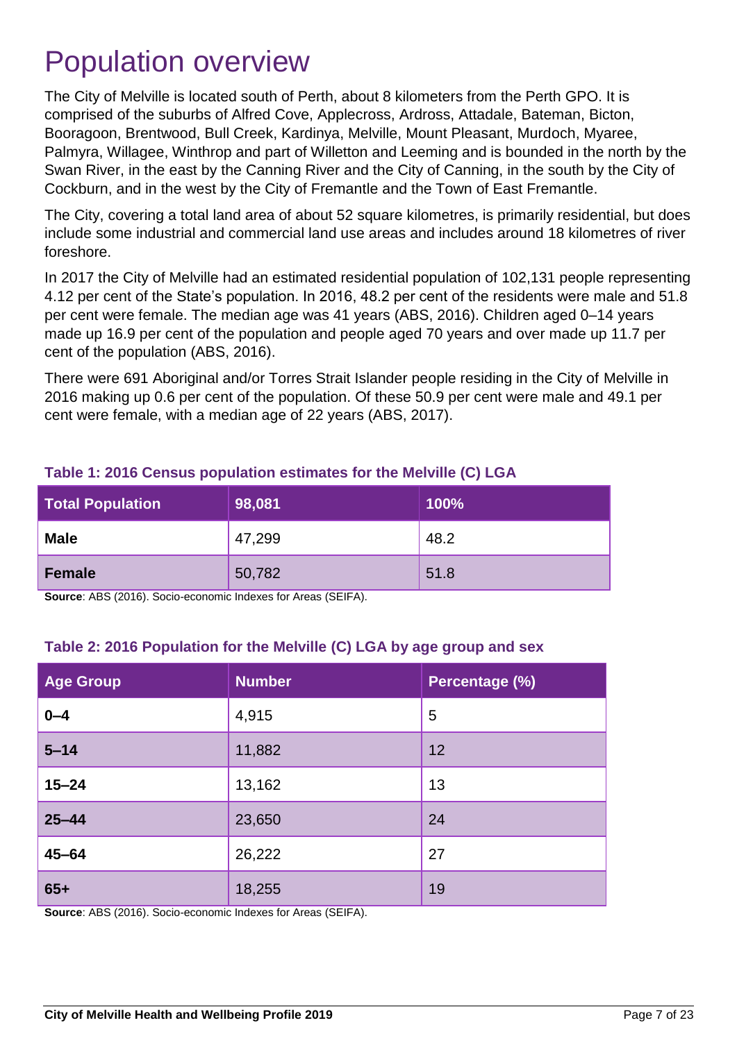# Population overview

The City of Melville is located south of Perth, about 8 kilometers from the Perth GPO. It is comprised of the suburbs of Alfred Cove, Applecross, Ardross, Attadale, Bateman, Bicton, Booragoon, Brentwood, Bull Creek, Kardinya, Melville, Mount Pleasant, Murdoch, Myaree, Palmyra, Willagee, Winthrop and part of Willetton and Leeming and is bounded in the north by the Swan River, in the east by the Canning River and the City of Canning, in the south by the City of Cockburn, and in the west by the City of Fremantle and the Town of East Fremantle.

The City, covering a total land area of about 52 square kilometres, is primarily residential, but does include some industrial and commercial land use areas and includes around 18 kilometres of river foreshore.

In 2017 the City of Melville had an estimated residential population of 102,131 people representing 4.12 per cent of the State's population. In 2016, 48.2 per cent of the residents were male and 51.8 per cent were female. The median age was 41 years (ABS, 2016). Children aged 0–14 years made up 16.9 per cent of the population and people aged 70 years and over made up 11.7 per cent of the population (ABS, 2016).

There were 691 Aboriginal and/or Torres Strait Islander people residing in the City of Melville in 2016 making up 0.6 per cent of the population. Of these 50.9 per cent were male and 49.1 per cent were female, with a median age of 22 years (ABS, 2017).

**Table 1: 2016 Census population estimates for the Melville (C) LGA**

| Total Population | 98,081 | 100% |
|---|---|---|
| **Male** | 47,299 | 48.2 |
| **Female** | 50,782 | 51.8 |

**Source**: ABS (2016). Socio-economic Indexes for Areas (SEIFA).

**Table 2: 2016 Population for the Melville (C) LGA by age group and sex**

| Age Group | Number | Percentage (%) |
|---|---|---|
| **0–4** | 4,915 | 5 |
| **5–14** | 11,882 | 12 |
| **15–24** | 13,162 | 13 |
| **25–44** | 23,650 | 24 |
| **45–64** | 26,222 | 27 |
| **65+** | 18,255 | 19 |

**Source**: ABS (2016). Socio-economic Indexes for Areas (SEIFA).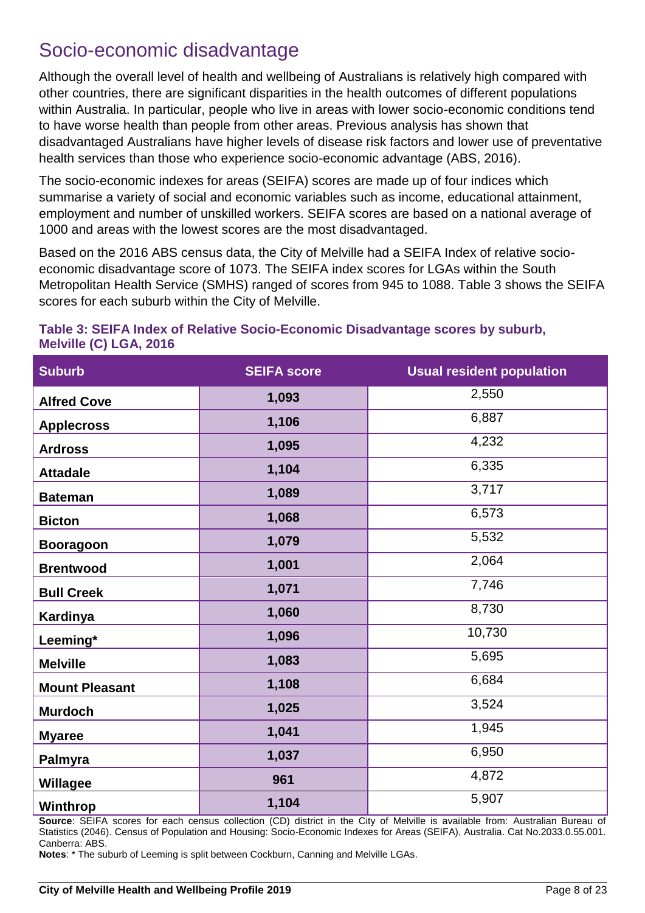# Socio-economic disadvantage

Although the overall level of health and wellbeing of Australians is relatively high compared with other countries, there are significant disparities in the health outcomes of different populations within Australia. In particular, people who live in areas with lower socio-economic conditions tend to have worse health than people from other areas. Previous analysis has shown that disadvantaged Australians have higher levels of disease risk factors and lower use of preventative health services than those who experience socio-economic advantage (ABS, 2016).

The socio-economic indexes for areas (SEIFA) scores are made up of four indices which summarise a variety of social and economic variables such as income, educational attainment, employment and number of unskilled workers. SEIFA scores are based on a national average of 1000 and areas with the lowest scores are the most disadvantaged.

Based on the 2016 ABS census data, the City of Melville had a SEIFA Index of relative socio-economic disadvantage score of 1073. The SEIFA index scores for LGAs within the South Metropolitan Health Service (SMHS) ranged of scores from 945 to 1088. Table 3 shows the SEIFA scores for each suburb within the City of Melville.

**Table 3: SEIFA Index of Relative Socio-Economic Disadvantage scores by suburb, Melville (C) LGA, 2016**

| Suburb | SEIFA score | Usual resident population |
|---|---|---|
| **Alfred Cove** | **1,093** | 2,550 |
| **Applecross** | **1,106** | 6,887 |
| **Ardross** | **1,095** | 4,232 |
| **Attadale** | **1,104** | 6,335 |
| **Bateman** | **1,089** | 3,717 |
| **Bicton** | **1,068** | 6,573 |
| **Booragoon** | **1,079** | 5,532 |
| **Brentwood** | **1,001** | 2,064 |
| **Bull Creek** | **1,071** | 7,746 |
| **Kardinya** | **1,060** | 8,730 |
| **Leeming*** | **1,096** | 10,730 |
| **Melville** | **1,083** | 5,695 |
| **Mount Pleasant** | **1,108** | 6,684 |
| **Murdoch** | **1,025** | 3,524 |
| **Myaree** | **1,041** | 1,945 |
| **Palmyra** | **1,037** | 6,950 |
| **Willagee** | **961** | 4,872 |
| **Winthrop** | **1,104** | 5,907 |

**Source**: SEIFA scores for each census collection (CD) district in the City of Melville is available from: Australian Bureau of Statistics (2046). Census of Population and Housing: Socio-Economic Indexes for Areas (SEIFA), Australia. Cat No.2033.0.55.001. Canberra: ABS.

**Notes**: * The suburb of Leeming is split between Cockburn, Canning and Melville LGAs.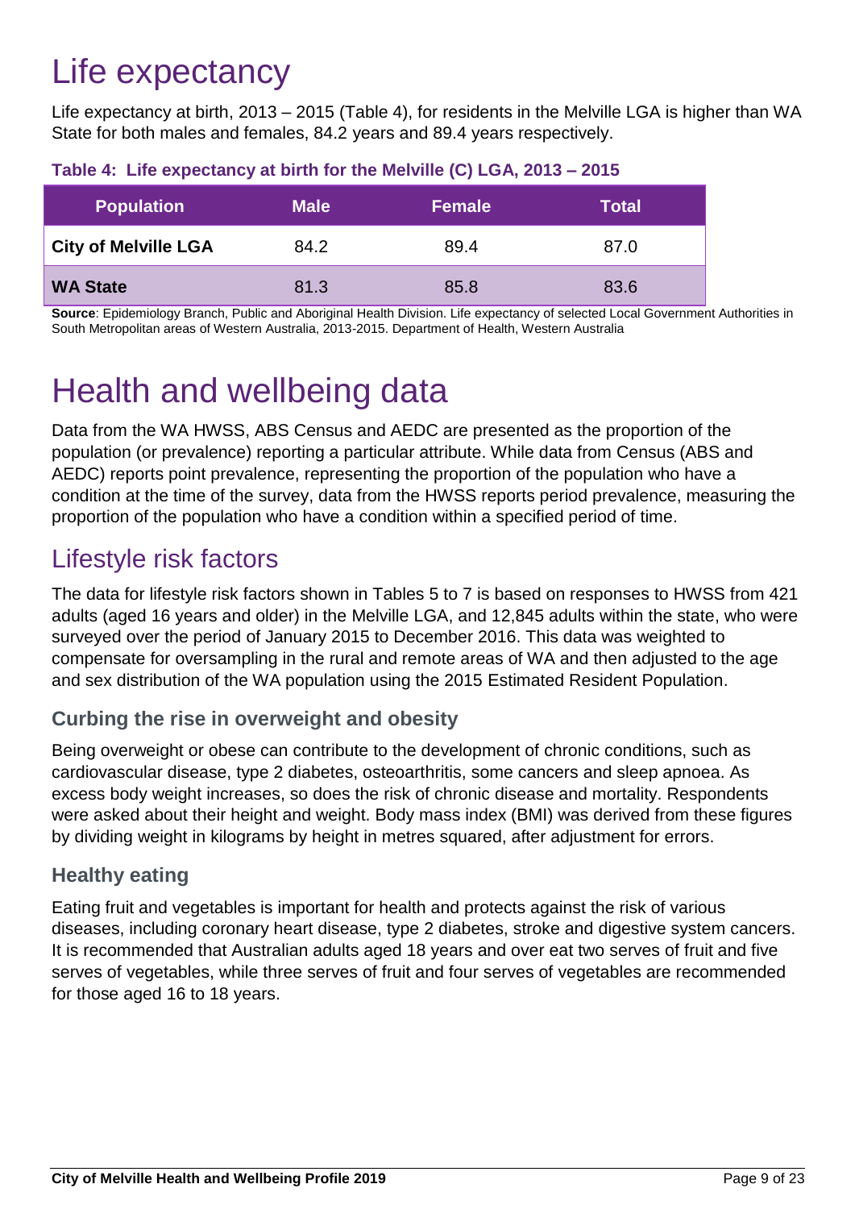# Life expectancy

Life expectancy at birth, 2013 – 2015 (Table 4), for residents in the Melville LGA is higher than WA State for both males and females, 84.2 years and 89.4 years respectively.

**Table 4: Life expectancy at birth for the Melville (C) LGA, 2013 – 2015**

| Population | Male | Female | Total |
|---|---|---|---|
| **City of Melville LGA** | 84.2 | 89.4 | 87.0 |
| **WA State** | 81.3 | 85.8 | 83.6 |

**Source**: Epidemiology Branch, Public and Aboriginal Health Division. Life expectancy of selected Local Government Authorities in South Metropolitan areas of Western Australia, 2013-2015. Department of Health, Western Australia

# Health and wellbeing data

Data from the WA HWSS, ABS Census and AEDC are presented as the proportion of the population (or prevalence) reporting a particular attribute. While data from Census (ABS and AEDC) reports point prevalence, representing the proportion of the population who have a condition at the time of the survey, data from the HWSS reports period prevalence, measuring the proportion of the population who have a condition within a specified period of time.

## Lifestyle risk factors

The data for lifestyle risk factors shown in Tables 5 to 7 is based on responses to HWSS from 421 adults (aged 16 years and older) in the Melville LGA, and 12,845 adults within the state, who were surveyed over the period of January 2015 to December 2016. This data was weighted to compensate for oversampling in the rural and remote areas of WA and then adjusted to the age and sex distribution of the WA population using the 2015 Estimated Resident Population.

### Curbing the rise in overweight and obesity

Being overweight or obese can contribute to the development of chronic conditions, such as cardiovascular disease, type 2 diabetes, osteoarthritis, some cancers and sleep apnoea. As excess body weight increases, so does the risk of chronic disease and mortality. Respondents were asked about their height and weight. Body mass index (BMI) was derived from these figures by dividing weight in kilograms by height in metres squared, after adjustment for errors.

### Healthy eating

Eating fruit and vegetables is important for health and protects against the risk of various diseases, including coronary heart disease, type 2 diabetes, stroke and digestive system cancers. It is recommended that Australian adults aged 18 years and over eat two serves of fruit and five serves of vegetables, while three serves of fruit and four serves of vegetables are recommended for those aged 16 to 18 years.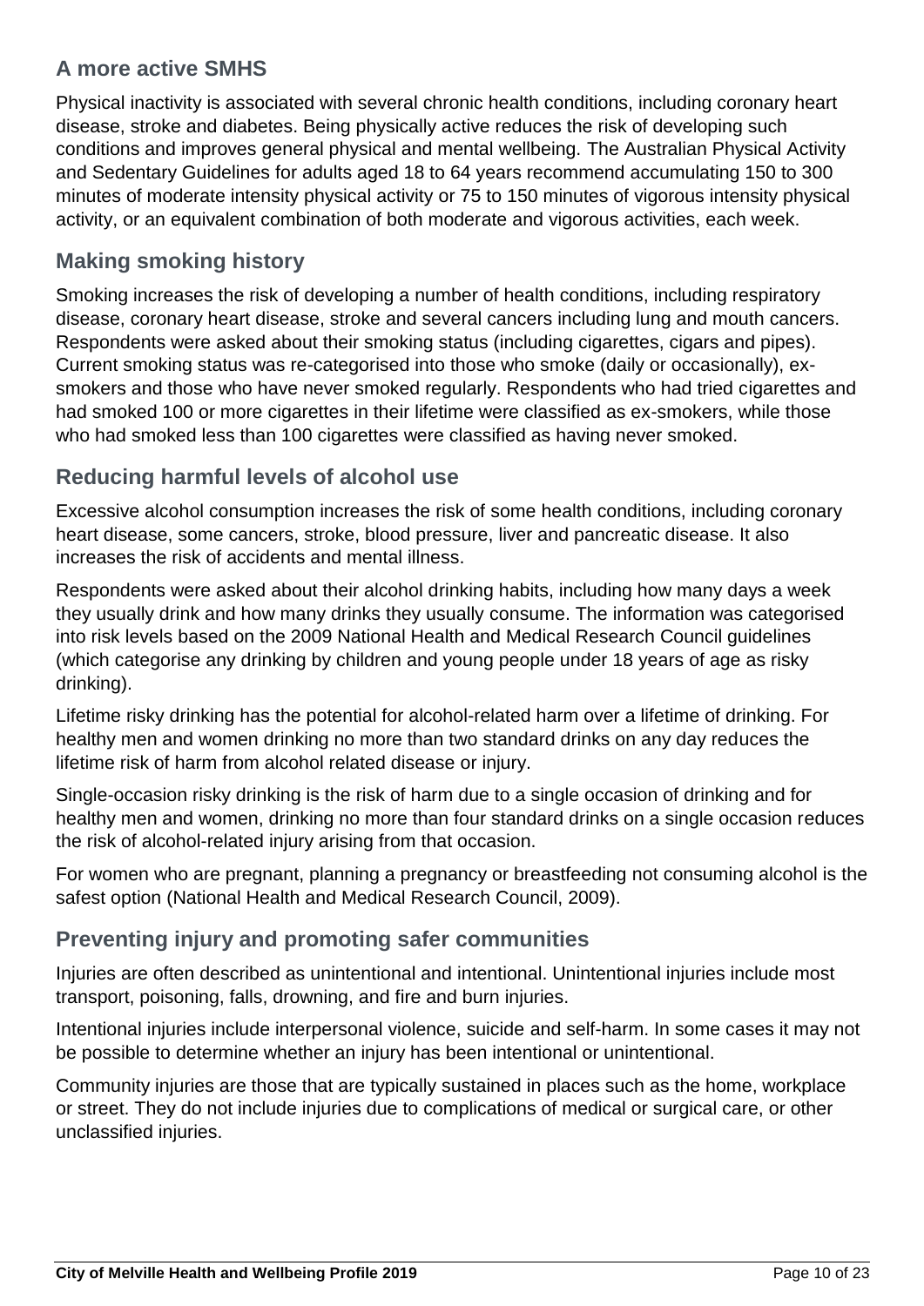## A more active SMHS

Physical inactivity is associated with several chronic health conditions, including coronary heart disease, stroke and diabetes. Being physically active reduces the risk of developing such conditions and improves general physical and mental wellbeing. The Australian Physical Activity and Sedentary Guidelines for adults aged 18 to 64 years recommend accumulating 150 to 300 minutes of moderate intensity physical activity or 75 to 150 minutes of vigorous intensity physical activity, or an equivalent combination of both moderate and vigorous activities, each week.

## Making smoking history

Smoking increases the risk of developing a number of health conditions, including respiratory disease, coronary heart disease, stroke and several cancers including lung and mouth cancers. Respondents were asked about their smoking status (including cigarettes, cigars and pipes). Current smoking status was re-categorised into those who smoke (daily or occasionally), ex-smokers and those who have never smoked regularly. Respondents who had tried cigarettes and had smoked 100 or more cigarettes in their lifetime were classified as ex-smokers, while those who had smoked less than 100 cigarettes were classified as having never smoked.

## Reducing harmful levels of alcohol use

Excessive alcohol consumption increases the risk of some health conditions, including coronary heart disease, some cancers, stroke, blood pressure, liver and pancreatic disease. It also increases the risk of accidents and mental illness.

Respondents were asked about their alcohol drinking habits, including how many days a week they usually drink and how many drinks they usually consume. The information was categorised into risk levels based on the 2009 National Health and Medical Research Council guidelines (which categorise any drinking by children and young people under 18 years of age as risky drinking).

Lifetime risky drinking has the potential for alcohol-related harm over a lifetime of drinking. For healthy men and women drinking no more than two standard drinks on any day reduces the lifetime risk of harm from alcohol related disease or injury.

Single-occasion risky drinking is the risk of harm due to a single occasion of drinking and for healthy men and women, drinking no more than four standard drinks on a single occasion reduces the risk of alcohol-related injury arising from that occasion.

For women who are pregnant, planning a pregnancy or breastfeeding not consuming alcohol is the safest option (National Health and Medical Research Council, 2009).

## Preventing injury and promoting safer communities

Injuries are often described as unintentional and intentional. Unintentional injuries include most transport, poisoning, falls, drowning, and fire and burn injuries.

Intentional injuries include interpersonal violence, suicide and self-harm. In some cases it may not be possible to determine whether an injury has been intentional or unintentional.

Community injuries are those that are typically sustained in places such as the home, workplace or street. They do not include injuries due to complications of medical or surgical care, or other unclassified injuries.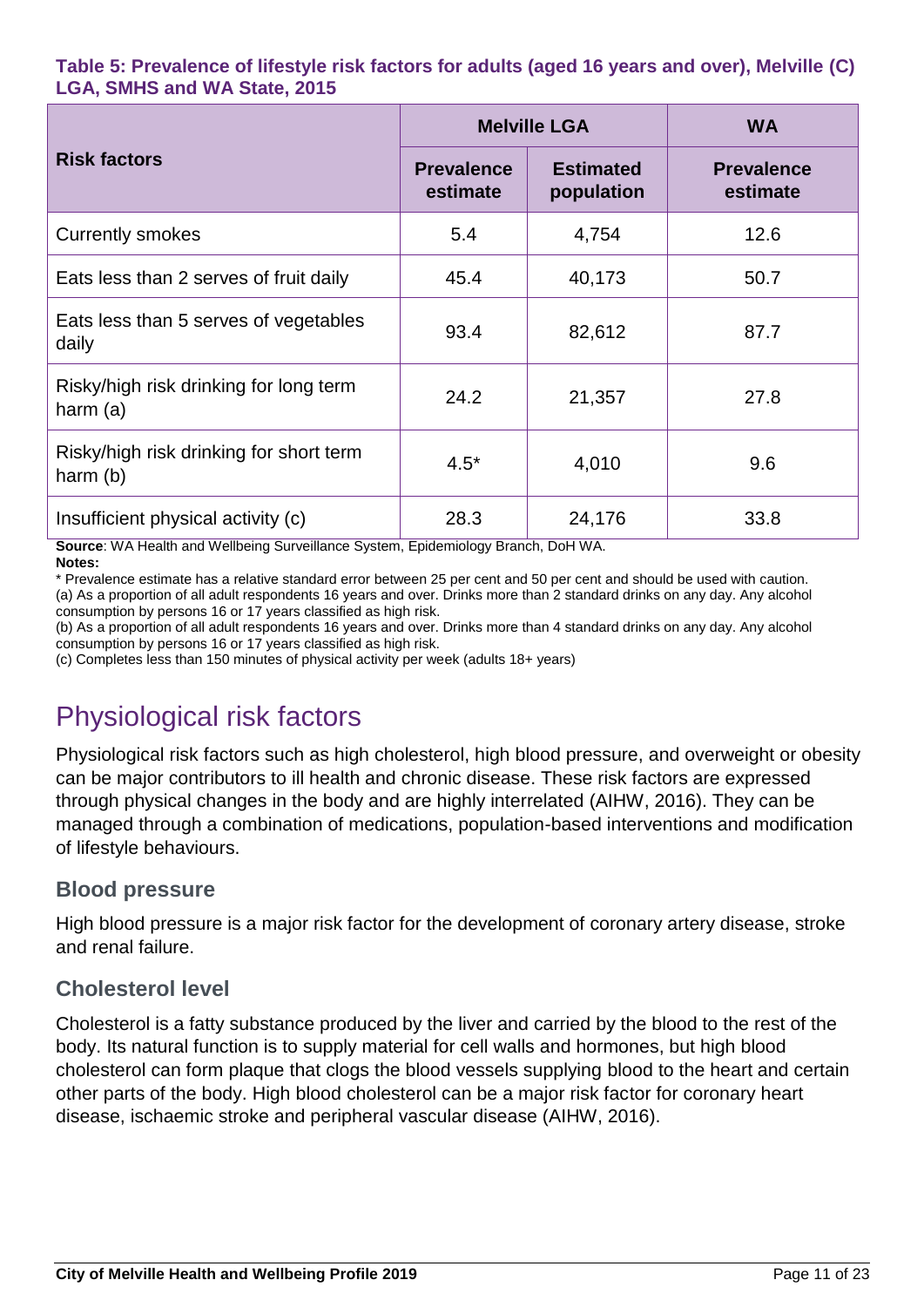**Table 5: Prevalence of lifestyle risk factors for adults (aged 16 years and over), Melville (C) LGA, SMHS and WA State, 2015**

| Risk factors | Melville LGA | | WA |
|---|---|---|---|
| | Prevalence estimate | Estimated population | Prevalence estimate |
| Currently smokes | 5.4 | 4,754 | 12.6 |
| Eats less than 2 serves of fruit daily | 45.4 | 40,173 | 50.7 |
| Eats less than 5 serves of vegetables daily | 93.4 | 82,612 | 87.7 |
| Risky/high risk drinking for long term harm (a) | 24.2 | 21,357 | 27.8 |
| Risky/high risk drinking for short term harm (b) | 4.5* | 4,010 | 9.6 |
| Insufficient physical activity (c) | 28.3 | 24,176 | 33.8 |

**Source**: WA Health and Wellbeing Surveillance System, Epidemiology Branch, DoH WA.

**Notes:**

* Prevalence estimate has a relative standard error between 25 per cent and 50 per cent and should be used with caution.

(a) As a proportion of all adult respondents 16 years and over. Drinks more than 2 standard drinks on any day. Any alcohol consumption by persons 16 or 17 years classified as high risk.

(b) As a proportion of all adult respondents 16 years and over. Drinks more than 4 standard drinks on any day. Any alcohol consumption by persons 16 or 17 years classified as high risk.

(c) Completes less than 150 minutes of physical activity per week (adults 18+ years)

# Physiological risk factors

Physiological risk factors such as high cholesterol, high blood pressure, and overweight or obesity can be major contributors to ill health and chronic disease. These risk factors are expressed through physical changes in the body and are highly interrelated (AIHW, 2016). They can be managed through a combination of medications, population-based interventions and modification of lifestyle behaviours.

## Blood pressure

High blood pressure is a major risk factor for the development of coronary artery disease, stroke and renal failure.

## Cholesterol level

Cholesterol is a fatty substance produced by the liver and carried by the blood to the rest of the body. Its natural function is to supply material for cell walls and hormones, but high blood cholesterol can form plaque that clogs the blood vessels supplying blood to the heart and certain other parts of the body. High blood cholesterol can be a major risk factor for coronary heart disease, ischaemic stroke and peripheral vascular disease (AIHW, 2016).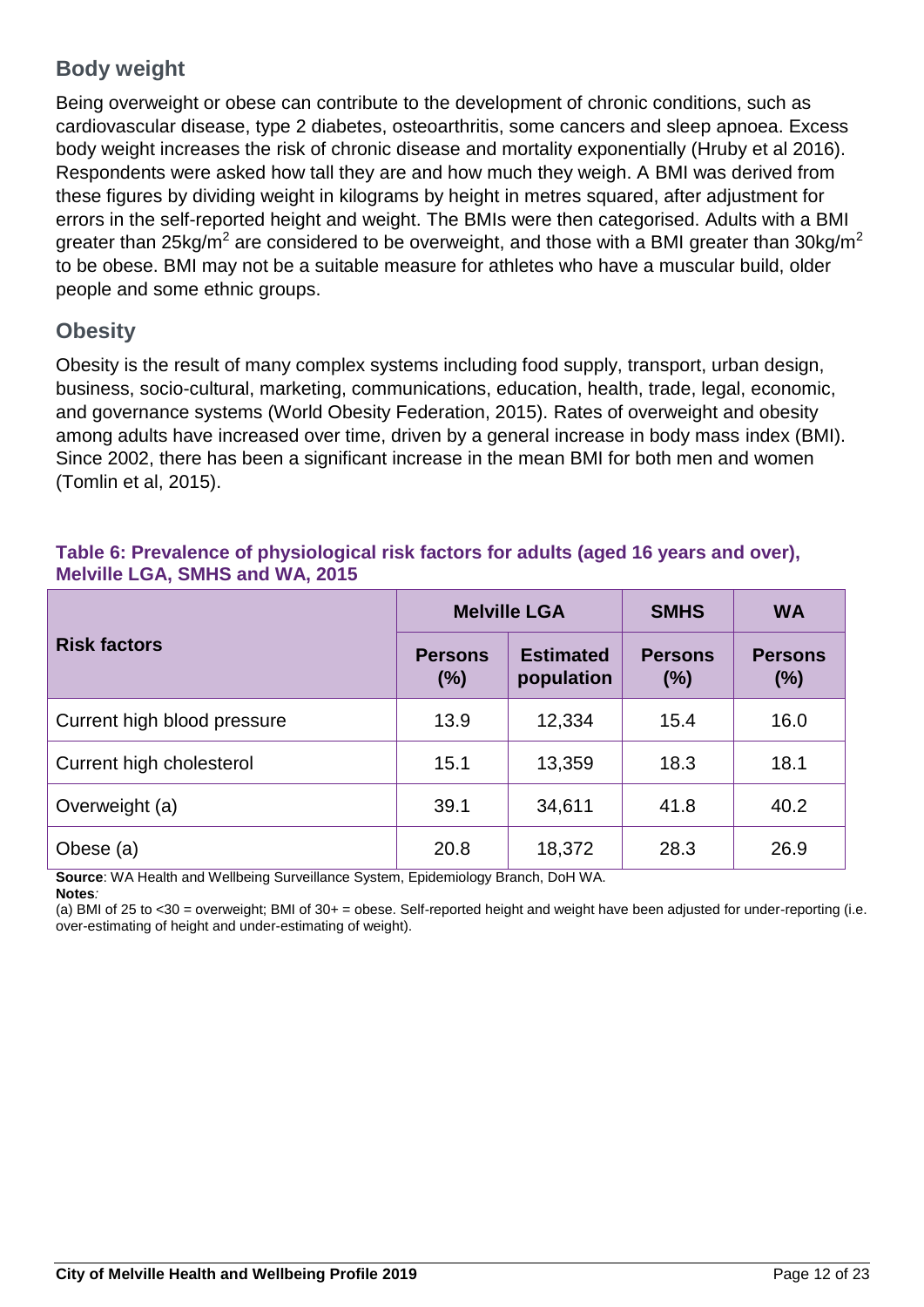## Body weight

Being overweight or obese can contribute to the development of chronic conditions, such as cardiovascular disease, type 2 diabetes, osteoarthritis, some cancers and sleep apnoea. Excess body weight increases the risk of chronic disease and mortality exponentially (Hruby et al 2016). Respondents were asked how tall they are and how much they weigh. A BMI was derived from these figures by dividing weight in kilograms by height in metres squared, after adjustment for errors in the self-reported height and weight. The BMIs were then categorised. Adults with a BMI greater than 25kg/m$^2$ are considered to be overweight, and those with a BMI greater than 30kg/m$^2$ to be obese. BMI may not be a suitable measure for athletes who have a muscular build, older people and some ethnic groups.

## Obesity

Obesity is the result of many complex systems including food supply, transport, urban design, business, socio-cultural, marketing, communications, education, health, trade, legal, economic, and governance systems (World Obesity Federation, 2015). Rates of overweight and obesity among adults have increased over time, driven by a general increase in body mass index (BMI). Since 2002, there has been a significant increase in the mean BMI for both men and women (Tomlin et al, 2015).

**Table 6: Prevalence of physiological risk factors for adults (aged 16 years and over), Melville LGA, SMHS and WA, 2015**

| Risk factors | Melville LGA | | SMHS | WA |
|---|---|---|---|---|
| | Persons (%) | Estimated population | Persons (%) | Persons (%) |
| Current high blood pressure | 13.9 | 12,334 | 15.4 | 16.0 |
| Current high cholesterol | 15.1 | 13,359 | 18.3 | 18.1 |
| Overweight (a) | 39.1 | 34,611 | 41.8 | 40.2 |
| Obese (a) | 20.8 | 18,372 | 28.3 | 26.9 |

**Source**: WA Health and Wellbeing Surveillance System, Epidemiology Branch, DoH WA.
**Notes***:*
(a) BMI of 25 to <30 = overweight; BMI of 30+ = obese. Self-reported height and weight have been adjusted for under-reporting (i.e. over-estimating of height and under-estimating of weight).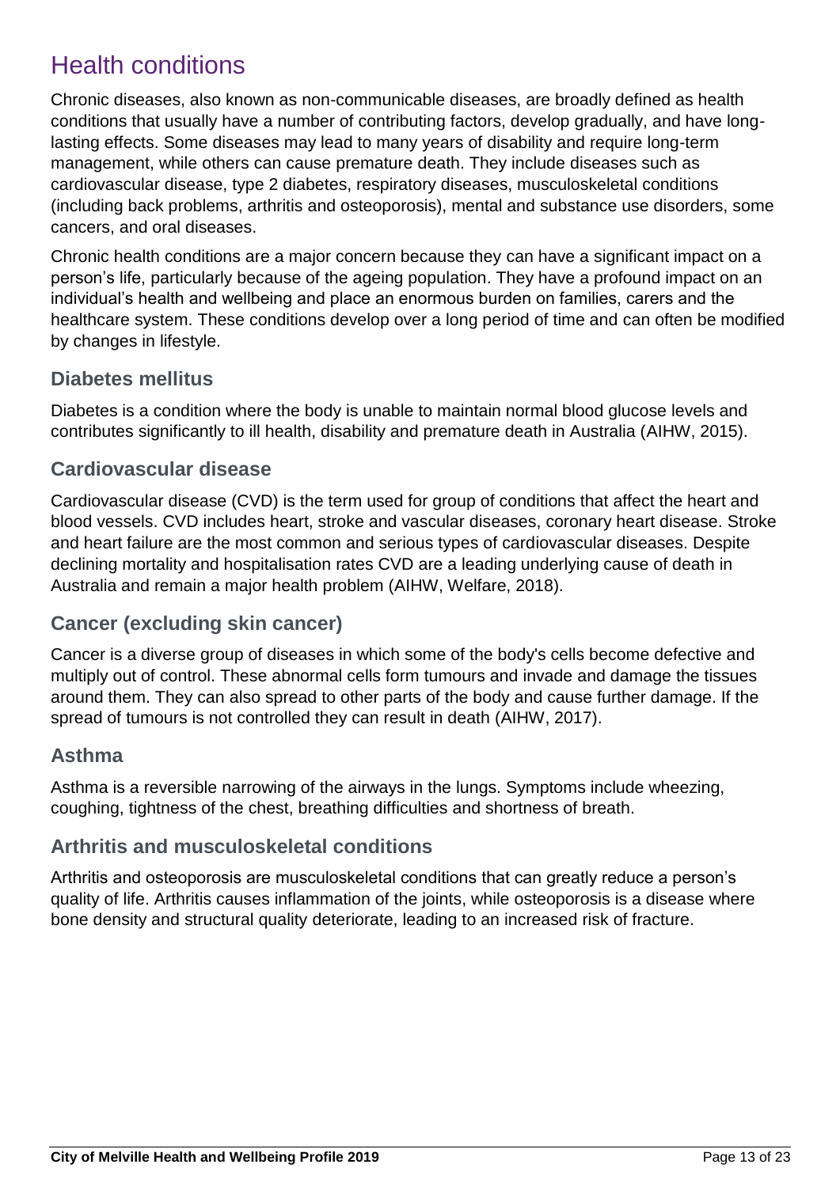# Health conditions

Chronic diseases, also known as non-communicable diseases, are broadly defined as health conditions that usually have a number of contributing factors, develop gradually, and have long-lasting effects. Some diseases may lead to many years of disability and require long-term management, while others can cause premature death. They include diseases such as cardiovascular disease, type 2 diabetes, respiratory diseases, musculoskeletal conditions (including back problems, arthritis and osteoporosis), mental and substance use disorders, some cancers, and oral diseases.

Chronic health conditions are a major concern because they can have a significant impact on a person's life, particularly because of the ageing population. They have a profound impact on an individual's health and wellbeing and place an enormous burden on families, carers and the healthcare system. These conditions develop over a long period of time and can often be modified by changes in lifestyle.

## Diabetes mellitus

Diabetes is a condition where the body is unable to maintain normal blood glucose levels and contributes significantly to ill health, disability and premature death in Australia (AIHW, 2015).

## Cardiovascular disease

Cardiovascular disease (CVD) is the term used for group of conditions that affect the heart and blood vessels. CVD includes heart, stroke and vascular diseases, coronary heart disease. Stroke and heart failure are the most common and serious types of cardiovascular diseases. Despite declining mortality and hospitalisation rates CVD are a leading underlying cause of death in Australia and remain a major health problem (AIHW, Welfare, 2018).

## Cancer (excluding skin cancer)

Cancer is a diverse group of diseases in which some of the body's cells become defective and multiply out of control. These abnormal cells form tumours and invade and damage the tissues around them. They can also spread to other parts of the body and cause further damage. If the spread of tumours is not controlled they can result in death (AIHW, 2017).

## Asthma

Asthma is a reversible narrowing of the airways in the lungs. Symptoms include wheezing, coughing, tightness of the chest, breathing difficulties and shortness of breath.

## Arthritis and musculoskeletal conditions

Arthritis and osteoporosis are musculoskeletal conditions that can greatly reduce a person's quality of life. Arthritis causes inflammation of the joints, while osteoporosis is a disease where bone density and structural quality deteriorate, leading to an increased risk of fracture.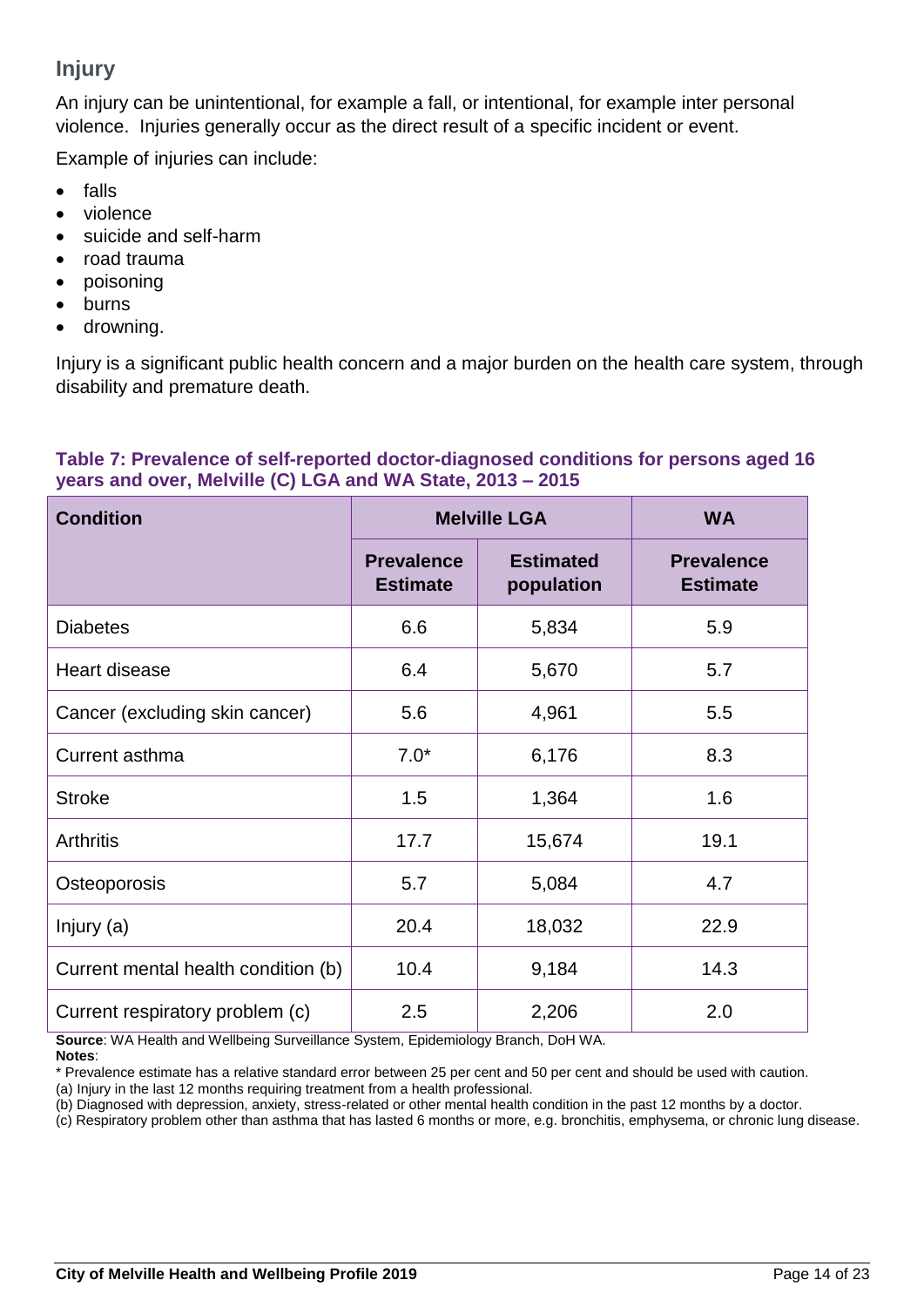## Injury

An injury can be unintentional, for example a fall, or intentional, for example inter personal violence. Injuries generally occur as the direct result of a specific incident or event.

Example of injuries can include:

- falls
- violence
- suicide and self-harm
- road trauma
- poisoning
- burns
- drowning.

Injury is a significant public health concern and a major burden on the health care system, through disability and premature death.

**Table 7: Prevalence of self-reported doctor-diagnosed conditions for persons aged 16 years and over, Melville (C) LGA and WA State, 2013 – 2015**

| Condition | Melville LGA | | WA |
|---|---|---|---|
| | Prevalence Estimate | Estimated population | Prevalence Estimate |
| Diabetes | 6.6 | 5,834 | 5.9 |
| Heart disease | 6.4 | 5,670 | 5.7 |
| Cancer (excluding skin cancer) | 5.6 | 4,961 | 5.5 |
| Current asthma | 7.0* | 6,176 | 8.3 |
| Stroke | 1.5 | 1,364 | 1.6 |
| Arthritis | 17.7 | 15,674 | 19.1 |
| Osteoporosis | 5.7 | 5,084 | 4.7 |
| Injury (a) | 20.4 | 18,032 | 22.9 |
| Current mental health condition (b) | 10.4 | 9,184 | 14.3 |
| Current respiratory problem (c) | 2.5 | 2,206 | 2.0 |

**Source**: WA Health and Wellbeing Surveillance System, Epidemiology Branch, DoH WA.

**Notes**:

* Prevalence estimate has a relative standard error between 25 per cent and 50 per cent and should be used with caution.

(a) Injury in the last 12 months requiring treatment from a health professional.

(b) Diagnosed with depression, anxiety, stress-related or other mental health condition in the past 12 months by a doctor.

(c) Respiratory problem other than asthma that has lasted 6 months or more, e.g. bronchitis, emphysema, or chronic lung disease.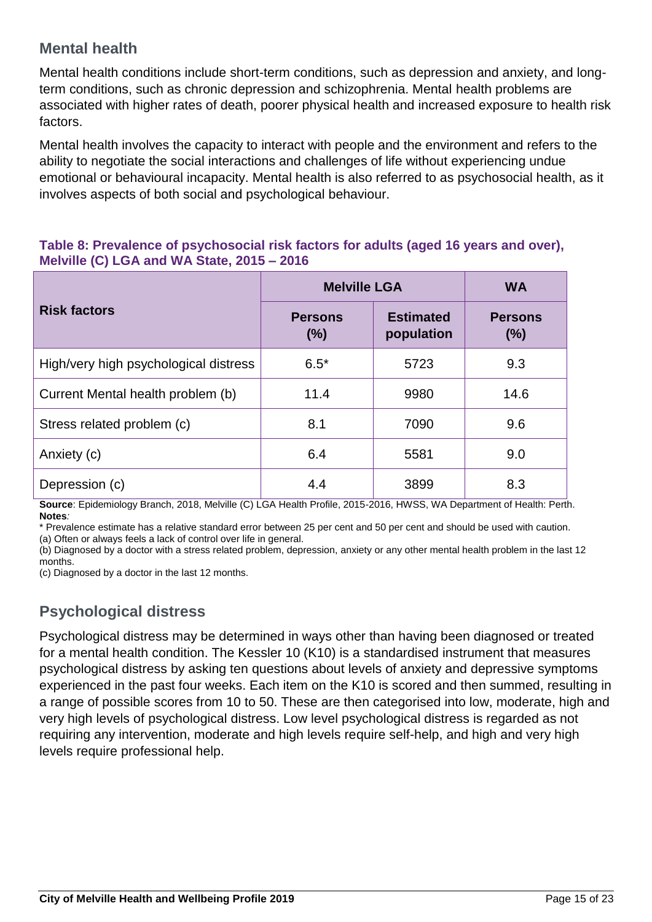## Mental health

Mental health conditions include short-term conditions, such as depression and anxiety, and long-term conditions, such as chronic depression and schizophrenia. Mental health problems are associated with higher rates of death, poorer physical health and increased exposure to health risk factors.

Mental health involves the capacity to interact with people and the environment and refers to the ability to negotiate the social interactions and challenges of life without experiencing undue emotional or behavioural incapacity. Mental health is also referred to as psychosocial health, as it involves aspects of both social and psychological behaviour.

**Table 8: Prevalence of psychosocial risk factors for adults (aged 16 years and over), Melville (C) LGA and WA State, 2015 – 2016**

| Risk factors | Melville LGA | | WA |
|---|---|---|---|
| | Persons (%) | Estimated population | Persons (%) |
| High/very high psychological distress | 6.5* | 5723 | 9.3 |
| Current Mental health problem (b) | 11.4 | 9980 | 14.6 |
| Stress related problem (c) | 8.1 | 7090 | 9.6 |
| Anxiety (c) | 6.4 | 5581 | 9.0 |
| Depression (c) | 4.4 | 3899 | 8.3 |

**Source**: Epidemiology Branch, 2018, Melville (C) LGA Health Profile, 2015-2016, HWSS, WA Department of Health: Perth.
**Notes***:*
* Prevalence estimate has a relative standard error between 25 per cent and 50 per cent and should be used with caution.
(a) Often or always feels a lack of control over life in general.
(b) Diagnosed by a doctor with a stress related problem, depression, anxiety or any other mental health problem in the last 12 months.
(c) Diagnosed by a doctor in the last 12 months.

## Psychological distress

Psychological distress may be determined in ways other than having been diagnosed or treated for a mental health condition. The Kessler 10 (K10) is a standardised instrument that measures psychological distress by asking ten questions about levels of anxiety and depressive symptoms experienced in the past four weeks. Each item on the K10 is scored and then summed, resulting in a range of possible scores from 10 to 50. These are then categorised into low, moderate, high and very high levels of psychological distress. Low level psychological distress is regarded as not requiring any intervention, moderate and high levels require self-help, and high and very high levels require professional help.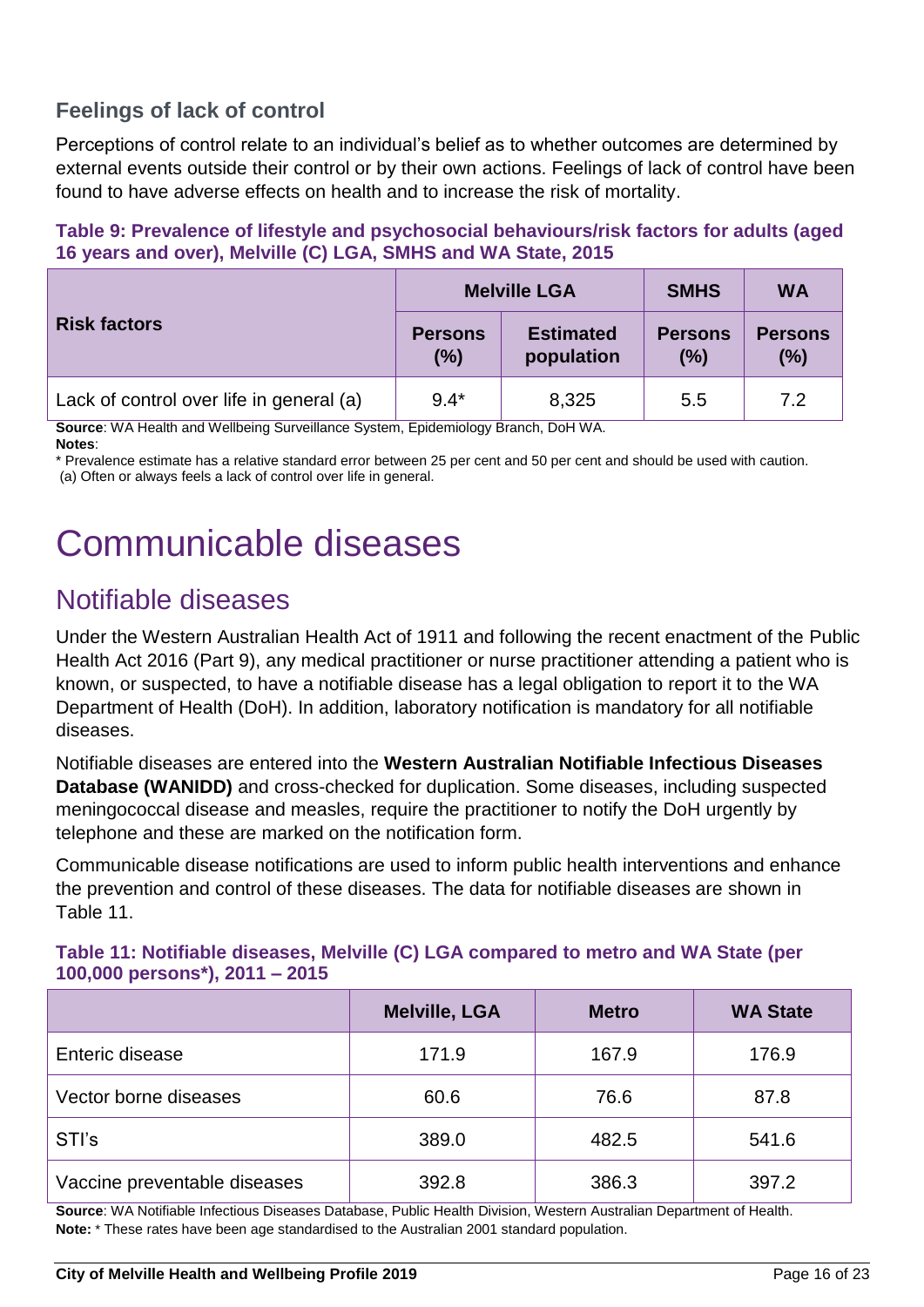### Feelings of lack of control

Perceptions of control relate to an individual's belief as to whether outcomes are determined by external events outside their control or by their own actions. Feelings of lack of control have been found to have adverse effects on health and to increase the risk of mortality.

**Table 9: Prevalence of lifestyle and psychosocial behaviours/risk factors for adults (aged 16 years and over), Melville (C) LGA, SMHS and WA State, 2015**

| Risk factors | Melville LGA | | SMHS | WA |
|---|---|---|---|---|
| | Persons (%) | Estimated population | Persons (%) | Persons (%) |
| Lack of control over life in general (a) | 9.4* | 8,325 | 5.5 | 7.2 |

**Source**: WA Health and Wellbeing Surveillance System, Epidemiology Branch, DoH WA.
**Notes**:
* Prevalence estimate has a relative standard error between 25 per cent and 50 per cent and should be used with caution.
(a) Often or always feels a lack of control over life in general.

# Communicable diseases

## Notifiable diseases

Under the Western Australian Health Act of 1911 and following the recent enactment of the Public Health Act 2016 (Part 9), any medical practitioner or nurse practitioner attending a patient who is known, or suspected, to have a notifiable disease has a legal obligation to report it to the WA Department of Health (DoH). In addition, laboratory notification is mandatory for all notifiable diseases.

Notifiable diseases are entered into the **Western Australian Notifiable Infectious Diseases Database (WANIDD)** and cross-checked for duplication. Some diseases, including suspected meningococcal disease and measles, require the practitioner to notify the DoH urgently by telephone and these are marked on the notification form.

Communicable disease notifications are used to inform public health interventions and enhance the prevention and control of these diseases. The data for notifiable diseases are shown in Table 11.

**Table 11: Notifiable diseases, Melville (C) LGA compared to metro and WA State (per 100,000 persons*), 2011 – 2015**

| | Melville, LGA | Metro | WA State |
|---|---|---|---|
| Enteric disease | 171.9 | 167.9 | 176.9 |
| Vector borne diseases | 60.6 | 76.6 | 87.8 |
| STI's | 389.0 | 482.5 | 541.6 |
| Vaccine preventable diseases | 392.8 | 386.3 | 397.2 |

**Source**: WA Notifiable Infectious Diseases Database, Public Health Division, Western Australian Department of Health.
**Note:** * These rates have been age standardised to the Australian 2001 standard population.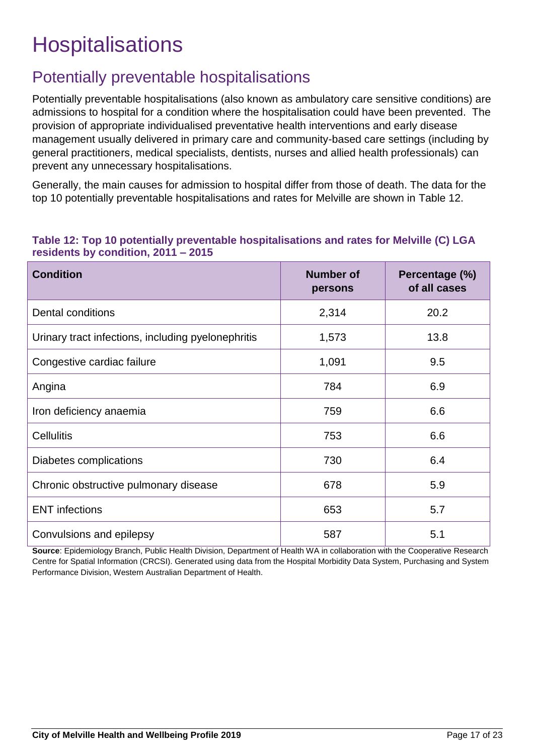# Hospitalisations

## Potentially preventable hospitalisations

Potentially preventable hospitalisations (also known as ambulatory care sensitive conditions) are admissions to hospital for a condition where the hospitalisation could have been prevented. The provision of appropriate individualised preventative health interventions and early disease management usually delivered in primary care and community-based care settings (including by general practitioners, medical specialists, dentists, nurses and allied health professionals) can prevent any unnecessary hospitalisations.

Generally, the main causes for admission to hospital differ from those of death. The data for the top 10 potentially preventable hospitalisations and rates for Melville are shown in Table 12.

**Table 12: Top 10 potentially preventable hospitalisations and rates for Melville (C) LGA residents by condition, 2011 – 2015**

| Condition | Number of persons | Percentage (%) of all cases |
|---|---|---|
| Dental conditions | 2,314 | 20.2 |
| Urinary tract infections, including pyelonephritis | 1,573 | 13.8 |
| Congestive cardiac failure | 1,091 | 9.5 |
| Angina | 784 | 6.9 |
| Iron deficiency anaemia | 759 | 6.6 |
| Cellulitis | 753 | 6.6 |
| Diabetes complications | 730 | 6.4 |
| Chronic obstructive pulmonary disease | 678 | 5.9 |
| ENT infections | 653 | 5.7 |
| Convulsions and epilepsy | 587 | 5.1 |

**Source**: Epidemiology Branch, Public Health Division, Department of Health WA in collaboration with the Cooperative Research Centre for Spatial Information (CRCSI). Generated using data from the Hospital Morbidity Data System, Purchasing and System Performance Division, Western Australian Department of Health.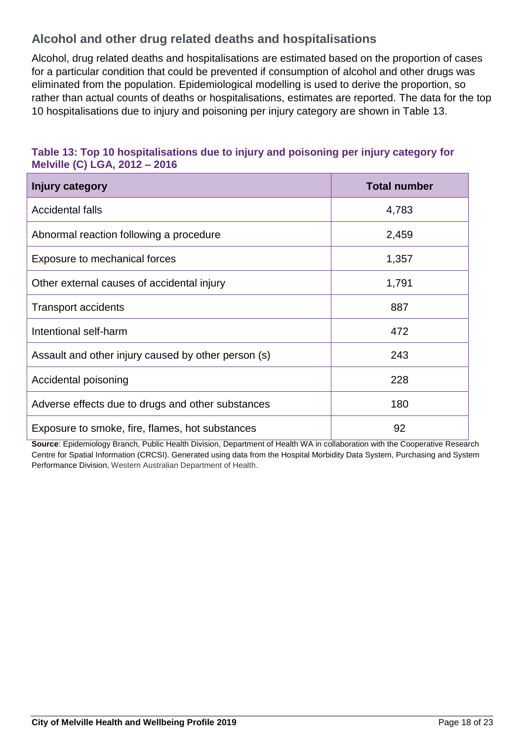## Alcohol and other drug related deaths and hospitalisations

Alcohol, drug related deaths and hospitalisations are estimated based on the proportion of cases for a particular condition that could be prevented if consumption of alcohol and other drugs was eliminated from the population. Epidemiological modelling is used to derive the proportion, so rather than actual counts of deaths or hospitalisations, estimates are reported. The data for the top 10 hospitalisations due to injury and poisoning per injury category are shown in Table 13.

**Table 13: Top 10 hospitalisations due to injury and poisoning per injury category for Melville (C) LGA, 2012 – 2016**

| Injury category | Total number |
|---|---|
| Accidental falls | 4,783 |
| Abnormal reaction following a procedure | 2,459 |
| Exposure to mechanical forces | 1,357 |
| Other external causes of accidental injury | 1,791 |
| Transport accidents | 887 |
| Intentional self-harm | 472 |
| Assault and other injury caused by other person (s) | 243 |
| Accidental poisoning | 228 |
| Adverse effects due to drugs and other substances | 180 |
| Exposure to smoke, fire, flames, hot substances | 92 |

**Source**: Epidemiology Branch, Public Health Division, Department of Health WA in collaboration with the Cooperative Research Centre for Spatial Information (CRCSI). Generated using data from the Hospital Morbidity Data System, Purchasing and System Performance Division, Western Australian Department of Health.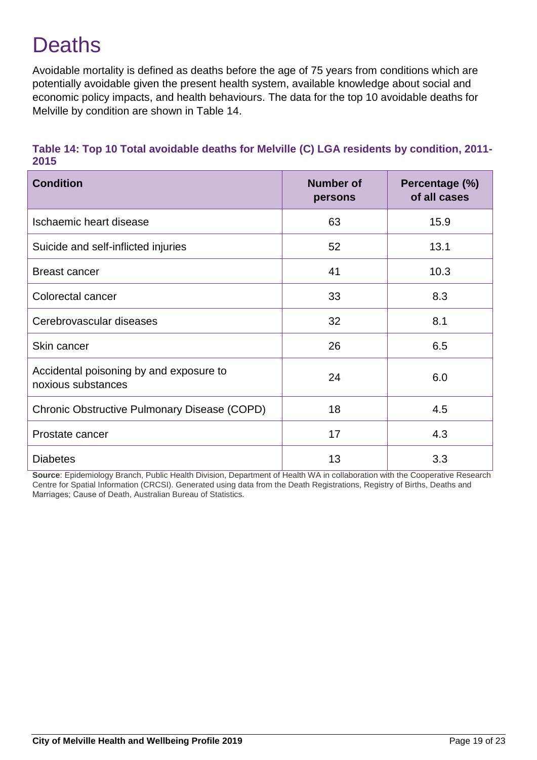# Deaths

Avoidable mortality is defined as deaths before the age of 75 years from conditions which are potentially avoidable given the present health system, available knowledge about social and economic policy impacts, and health behaviours. The data for the top 10 avoidable deaths for Melville by condition are shown in Table 14.

**Table 14: Top 10 Total avoidable deaths for Melville (C) LGA residents by condition, 2011-2015**

| Condition | Number of persons | Percentage (%) of all cases |
|---|---|---|
| Ischaemic heart disease | 63 | 15.9 |
| Suicide and self-inflicted injuries | 52 | 13.1 |
| Breast cancer | 41 | 10.3 |
| Colorectal cancer | 33 | 8.3 |
| Cerebrovascular diseases | 32 | 8.1 |
| Skin cancer | 26 | 6.5 |
| Accidental poisoning by and exposure to noxious substances | 24 | 6.0 |
| Chronic Obstructive Pulmonary Disease (COPD) | 18 | 4.5 |
| Prostate cancer | 17 | 4.3 |
| Diabetes | 13 | 3.3 |

**Source**: Epidemiology Branch, Public Health Division, Department of Health WA in collaboration with the Cooperative Research Centre for Spatial Information (CRCSI). Generated using data from the Death Registrations, Registry of Births, Deaths and Marriages; Cause of Death, Australian Bureau of Statistics.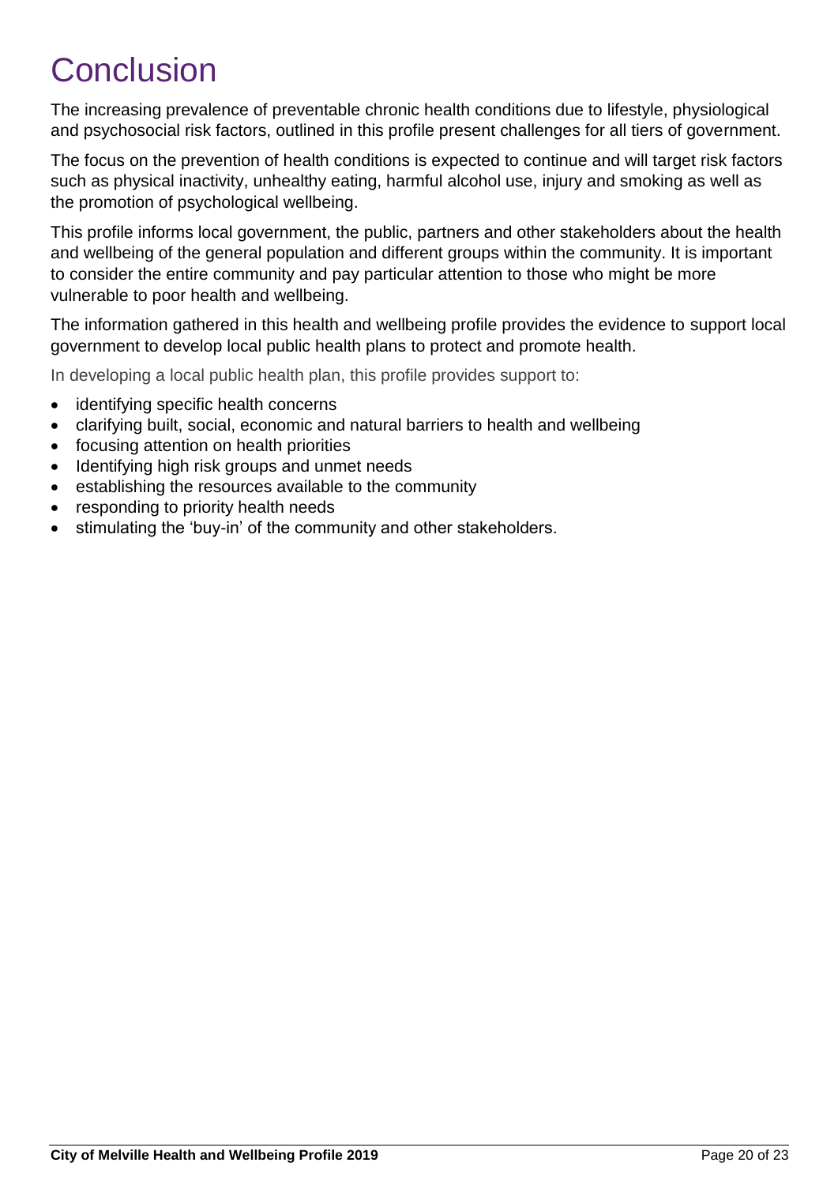# Conclusion

The increasing prevalence of preventable chronic health conditions due to lifestyle, physiological and psychosocial risk factors, outlined in this profile present challenges for all tiers of government.

The focus on the prevention of health conditions is expected to continue and will target risk factors such as physical inactivity, unhealthy eating, harmful alcohol use, injury and smoking as well as the promotion of psychological wellbeing.

This profile informs local government, the public, partners and other stakeholders about the health and wellbeing of the general population and different groups within the community. It is important to consider the entire community and pay particular attention to those who might be more vulnerable to poor health and wellbeing.

The information gathered in this health and wellbeing profile provides the evidence to support local government to develop local public health plans to protect and promote health.

In developing a local public health plan, this profile provides support to:

- identifying specific health concerns
- clarifying built, social, economic and natural barriers to health and wellbeing
- focusing attention on health priorities
- Identifying high risk groups and unmet needs
- establishing the resources available to the community
- responding to priority health needs
- stimulating the 'buy-in' of the community and other stakeholders.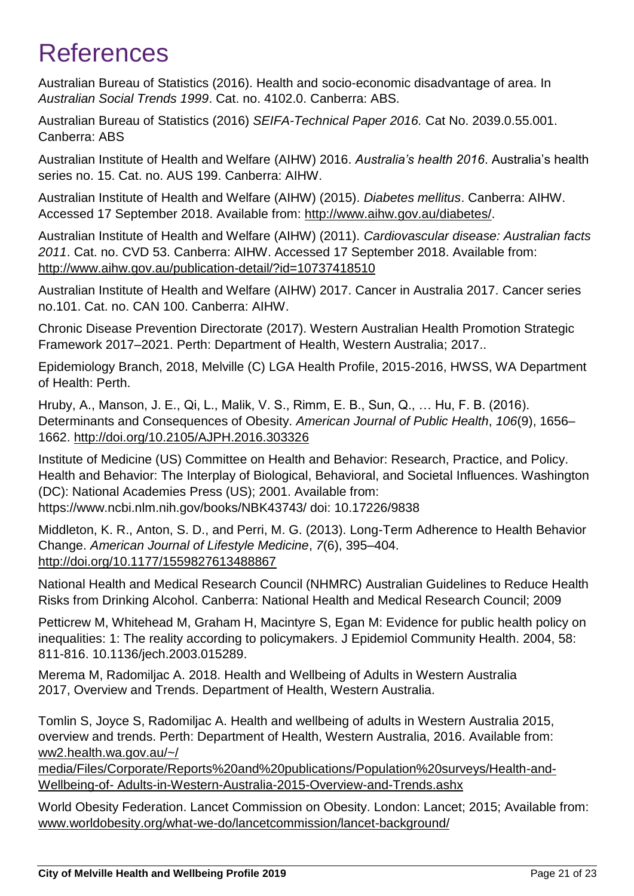# References

Australian Bureau of Statistics (2016). Health and socio-economic disadvantage of area. In *Australian Social Trends 1999*. Cat. no. 4102.0. Canberra: ABS.

Australian Bureau of Statistics (2016) *SEIFA-Technical Paper 2016.* Cat No. 2039.0.55.001. Canberra: ABS

Australian Institute of Health and Welfare (AIHW) 2016. *Australia's health 2016*. Australia's health series no. 15. Cat. no. AUS 199. Canberra: AIHW.

Australian Institute of Health and Welfare (AIHW) (2015). *Diabetes mellitus*. Canberra: AIHW. Accessed 17 September 2018. Available from: http://www.aihw.gov.au/diabetes/.

Australian Institute of Health and Welfare (AIHW) (2011). *Cardiovascular disease: Australian facts 2011*. Cat. no. CVD 53. Canberra: AIHW. Accessed 17 September 2018. Available from: http://www.aihw.gov.au/publication-detail/?id=10737418510

Australian Institute of Health and Welfare (AIHW) 2017. Cancer in Australia 2017. Cancer series no.101. Cat. no. CAN 100. Canberra: AIHW.

Chronic Disease Prevention Directorate (2017). Western Australian Health Promotion Strategic Framework 2017–2021. Perth: Department of Health, Western Australia; 2017..

Epidemiology Branch, 2018, Melville (C) LGA Health Profile, 2015-2016, HWSS, WA Department of Health: Perth.

Hruby, A., Manson, J. E., Qi, L., Malik, V. S., Rimm, E. B., Sun, Q., … Hu, F. B. (2016). Determinants and Consequences of Obesity. *American Journal of Public Health*, *106*(9), 1656–1662. http://doi.org/10.2105/AJPH.2016.303326

Institute of Medicine (US) Committee on Health and Behavior: Research, Practice, and Policy. Health and Behavior: The Interplay of Biological, Behavioral, and Societal Influences. Washington (DC): National Academies Press (US); 2001. Available from: https://www.ncbi.nlm.nih.gov/books/NBK43743/ doi: 10.17226/9838

Middleton, K. R., Anton, S. D., and Perri, M. G. (2013). Long-Term Adherence to Health Behavior Change. *American Journal of Lifestyle Medicine*, *7*(6), 395–404. http://doi.org/10.1177/1559827613488867

National Health and Medical Research Council (NHMRC) Australian Guidelines to Reduce Health Risks from Drinking Alcohol. Canberra: National Health and Medical Research Council; 2009

Petticrew M, Whitehead M, Graham H, Macintyre S, Egan M: Evidence for public health policy on inequalities: 1: The reality according to policymakers. J Epidemiol Community Health. 2004, 58: 811-816. 10.1136/jech.2003.015289.

Merema M, Radomiljac A. 2018. Health and Wellbeing of Adults in Western Australia 2017, Overview and Trends. Department of Health, Western Australia.

Tomlin S, Joyce S, Radomiljac A. Health and wellbeing of adults in Western Australia 2015, overview and trends. Perth: Department of Health, Western Australia, 2016. Available from: ww2.health.wa.gov.au/~/media/Files/Corporate/Reports%20and%20publications/Population%20surveys/Health-and-Wellbeing-of- Adults-in-Western-Australia-2015-Overview-and-Trends.ashx

World Obesity Federation. Lancet Commission on Obesity. London: Lancet; 2015; Available from: www.worldobesity.org/what-we-do/lancetcommission/lancet-background/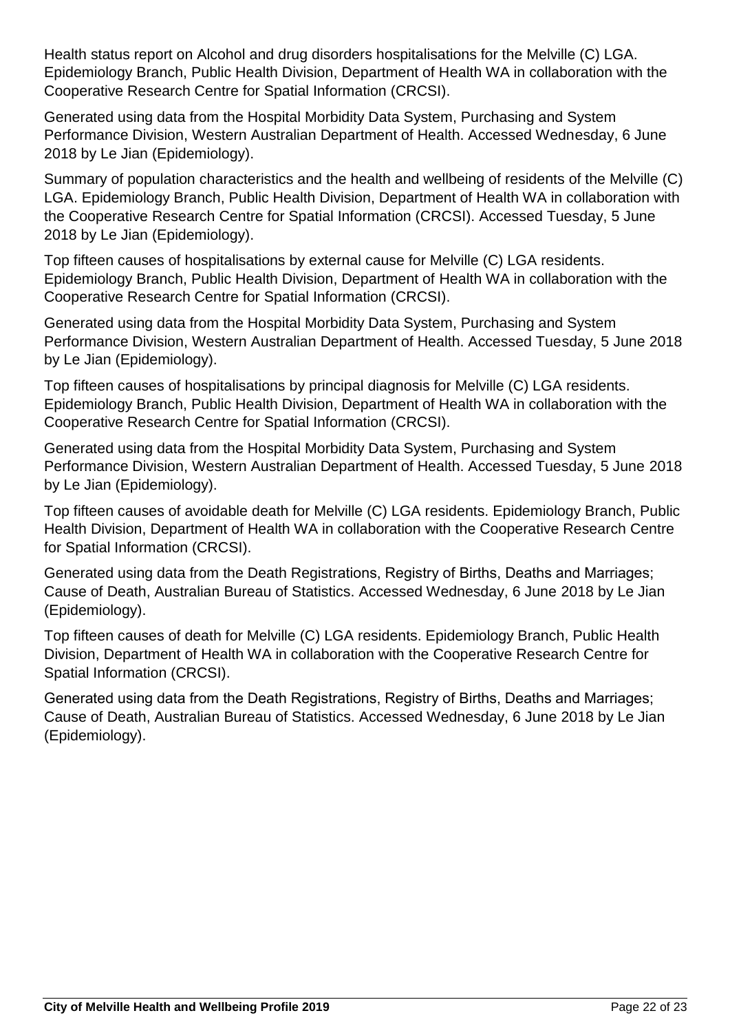Health status report on Alcohol and drug disorders hospitalisations for the Melville (C) LGA. Epidemiology Branch, Public Health Division, Department of Health WA in collaboration with the Cooperative Research Centre for Spatial Information (CRCSI).

Generated using data from the Hospital Morbidity Data System, Purchasing and System Performance Division, Western Australian Department of Health. Accessed Wednesday, 6 June 2018 by Le Jian (Epidemiology).

Summary of population characteristics and the health and wellbeing of residents of the Melville (C) LGA. Epidemiology Branch, Public Health Division, Department of Health WA in collaboration with the Cooperative Research Centre for Spatial Information (CRCSI). Accessed Tuesday, 5 June 2018 by Le Jian (Epidemiology).

Top fifteen causes of hospitalisations by external cause for Melville (C) LGA residents. Epidemiology Branch, Public Health Division, Department of Health WA in collaboration with the Cooperative Research Centre for Spatial Information (CRCSI).

Generated using data from the Hospital Morbidity Data System, Purchasing and System Performance Division, Western Australian Department of Health. Accessed Tuesday, 5 June 2018 by Le Jian (Epidemiology).

Top fifteen causes of hospitalisations by principal diagnosis for Melville (C) LGA residents. Epidemiology Branch, Public Health Division, Department of Health WA in collaboration with the Cooperative Research Centre for Spatial Information (CRCSI).

Generated using data from the Hospital Morbidity Data System, Purchasing and System Performance Division, Western Australian Department of Health. Accessed Tuesday, 5 June 2018 by Le Jian (Epidemiology).

Top fifteen causes of avoidable death for Melville (C) LGA residents. Epidemiology Branch, Public Health Division, Department of Health WA in collaboration with the Cooperative Research Centre for Spatial Information (CRCSI).

Generated using data from the Death Registrations, Registry of Births, Deaths and Marriages; Cause of Death, Australian Bureau of Statistics. Accessed Wednesday, 6 June 2018 by Le Jian (Epidemiology).

Top fifteen causes of death for Melville (C) LGA residents. Epidemiology Branch, Public Health Division, Department of Health WA in collaboration with the Cooperative Research Centre for Spatial Information (CRCSI).

Generated using data from the Death Registrations, Registry of Births, Deaths and Marriages; Cause of Death, Australian Bureau of Statistics. Accessed Wednesday, 6 June 2018 by Le Jian (Epidemiology).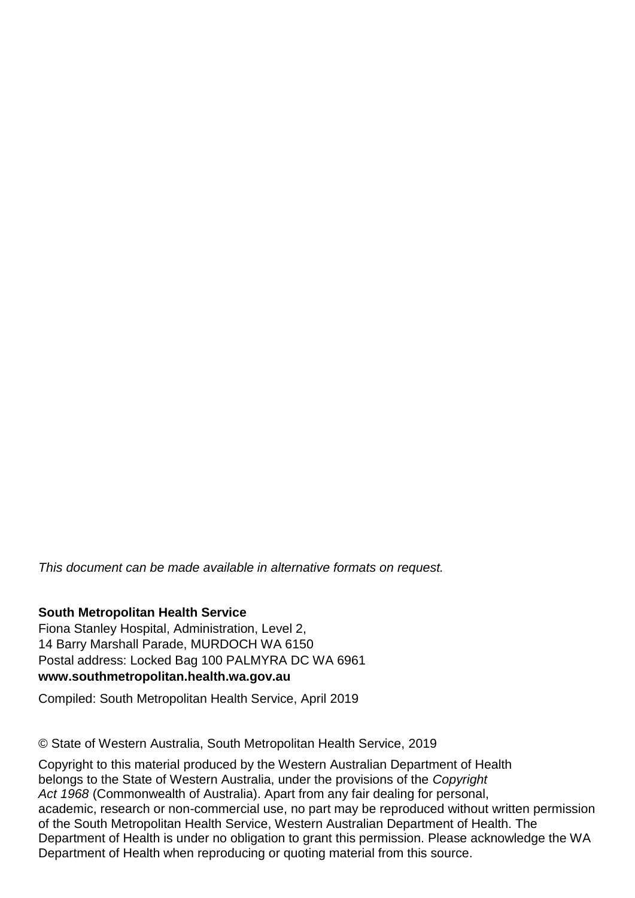*This document can be made available in alternative formats on request.*

**South Metropolitan Health Service**
Fiona Stanley Hospital, Administration, Level 2,
14 Barry Marshall Parade, MURDOCH WA 6150
Postal address: Locked Bag 100 PALMYRA DC WA 6961
**www.southmetropolitan.health.wa.gov.au**

Compiled: South Metropolitan Health Service, April 2019

© State of Western Australia, South Metropolitan Health Service, 2019

Copyright to this material produced by the Western Australian Department of Health belongs to the State of Western Australia, under the provisions of the *Copyright Act 1968* (Commonwealth of Australia). Apart from any fair dealing for personal, academic, research or non-commercial use, no part may be reproduced without written permission of the South Metropolitan Health Service, Western Australian Department of Health. The Department of Health is under no obligation to grant this permission. Please acknowledge the WA Department of Health when reproducing or quoting material from this source.